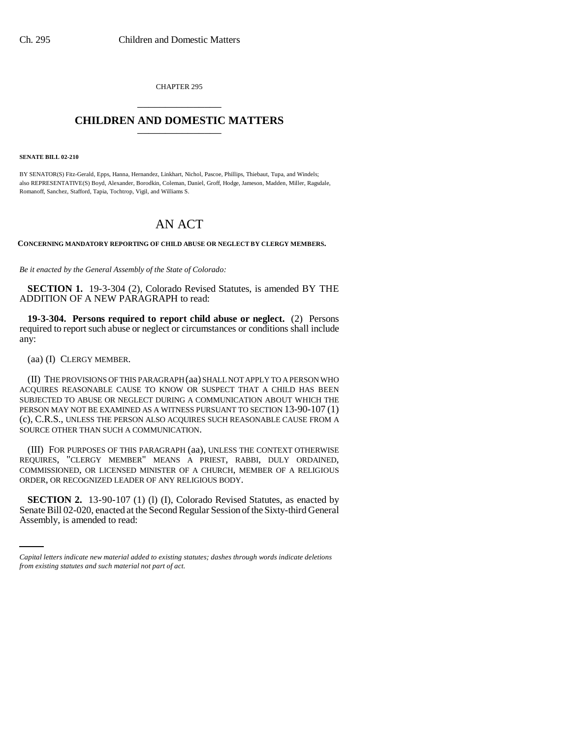CHAPTER 295

# CHILDREN AND DOMESTIC MATTERS

**SENATE BILL 02-210**

BY SENATOR(S) Fitz-Gerald, Epps, Hanna, Hernandez, Linkhart, Nichol, Pascoe, Phillips, Thiebaut, Tupa, and Windels;
also REPRESENTATIVE(S) Boyd, Alexander, Borodkin, Coleman, Daniel, Groff, Hodge, Jameson, Madden, Miller, Ragsdale, Romanoff, Sanchez, Stafford, Tapia, Tochtrop, Vigil, and Williams S.

## AN ACT

**CONCERNING MANDATORY REPORTING OF CHILD ABUSE OR NEGLECT BY CLERGY MEMBERS.**

*Be it enacted by the General Assembly of the State of Colorado:*

**SECTION 1.** 19-3-304 (2), Colorado Revised Statutes, is amended BY THE ADDITION OF A NEW PARAGRAPH to read:

**19-3-304. Persons required to report child abuse or neglect.** (2) Persons required to report such abuse or neglect or circumstances or conditions shall include any:

(aa) (I) CLERGY MEMBER.

(II) THE PROVISIONS OF THIS PARAGRAPH (aa) SHALL NOT APPLY TO A PERSON WHO ACQUIRES REASONABLE CAUSE TO KNOW OR SUSPECT THAT A CHILD HAS BEEN SUBJECTED TO ABUSE OR NEGLECT DURING A COMMUNICATION ABOUT WHICH THE PERSON MAY NOT BE EXAMINED AS A WITNESS PURSUANT TO SECTION 13-90-107 (1) (c), C.R.S., UNLESS THE PERSON ALSO ACQUIRES SUCH REASONABLE CAUSE FROM A SOURCE OTHER THAN SUCH A COMMUNICATION.

(III) FOR PURPOSES OF THIS PARAGRAPH (aa), UNLESS THE CONTEXT OTHERWISE REQUIRES, "CLERGY MEMBER" MEANS A PRIEST, RABBI, DULY ORDAINED, COMMISSIONED, OR LICENSED MINISTER OF A CHURCH, MEMBER OF A RELIGIOUS ORDER, OR RECOGNIZED LEADER OF ANY RELIGIOUS BODY.

**SECTION 2.** 13-90-107 (1) (l) (I), Colorado Revised Statutes, as enacted by Senate Bill 02-020, enacted at the Second Regular Session of the Sixty-third General Assembly, is amended to read:

---

*Capital letters indicate new material added to existing statutes; dashes through words indicate deletions from existing statutes and such material not part of act.*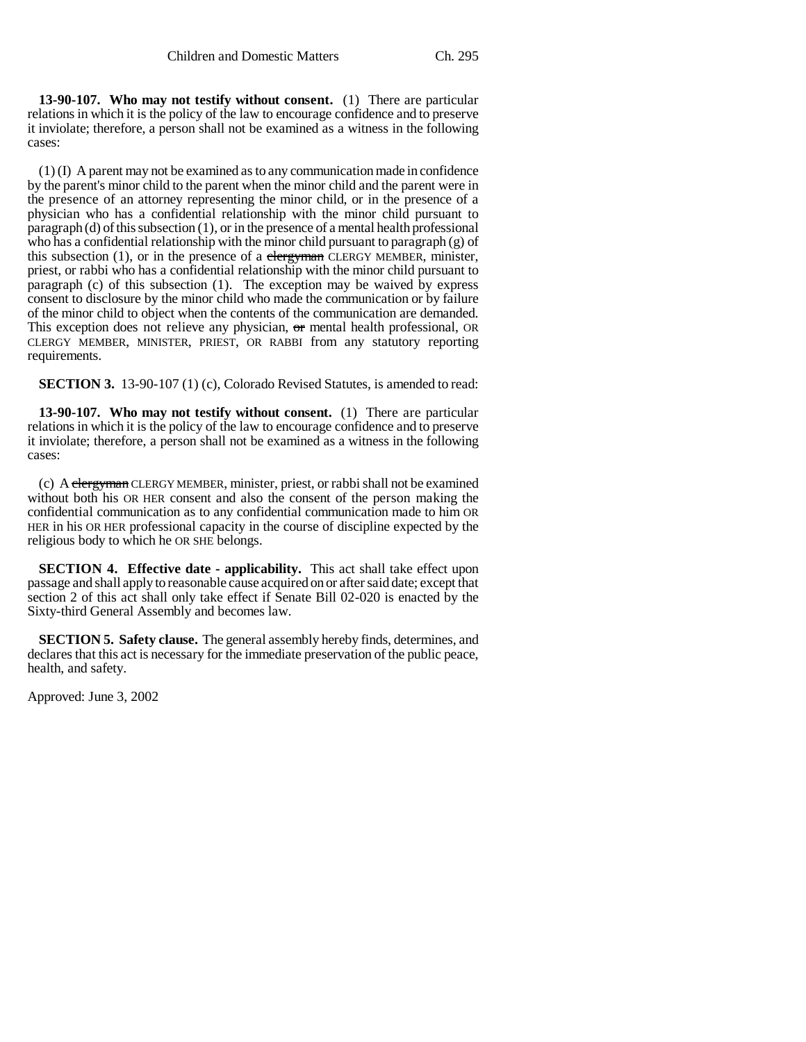**13-90-107. Who may not testify without consent.** (1) There are particular relations in which it is the policy of the law to encourage confidence and to preserve it inviolate; therefore, a person shall not be examined as a witness in the following cases:

(1) (I) A parent may not be examined as to any communication made in confidence by the parent's minor child to the parent when the minor child and the parent were in the presence of an attorney representing the minor child, or in the presence of a physician who has a confidential relationship with the minor child pursuant to paragraph (d) of this subsection (1), or in the presence of a mental health professional who has a confidential relationship with the minor child pursuant to paragraph (g) of this subsection (1), or in the presence of a ~~clergyman~~ CLERGY MEMBER, minister, priest, or rabbi who has a confidential relationship with the minor child pursuant to paragraph (c) of this subsection (1). The exception may be waived by express consent to disclosure by the minor child who made the communication or by failure of the minor child to object when the contents of the communication are demanded. This exception does not relieve any physician, ~~or~~ mental health professional, OR CLERGY MEMBER, MINISTER, PRIEST, OR RABBI from any statutory reporting requirements.

**SECTION 3.** 13-90-107 (1) (c), Colorado Revised Statutes, is amended to read:

**13-90-107. Who may not testify without consent.** (1) There are particular relations in which it is the policy of the law to encourage confidence and to preserve it inviolate; therefore, a person shall not be examined as a witness in the following cases:

(c) A ~~clergyman~~ CLERGY MEMBER, minister, priest, or rabbi shall not be examined without both his OR HER consent and also the consent of the person making the confidential communication as to any confidential communication made to him OR HER in his OR HER professional capacity in the course of discipline expected by the religious body to which he OR SHE belongs.

**SECTION 4. Effective date - applicability.** This act shall take effect upon passage and shall apply to reasonable cause acquired on or after said date; except that section 2 of this act shall only take effect if Senate Bill 02-020 is enacted by the Sixty-third General Assembly and becomes law.

**SECTION 5. Safety clause.** The general assembly hereby finds, determines, and declares that this act is necessary for the immediate preservation of the public peace, health, and safety.

Approved: June 3, 2002